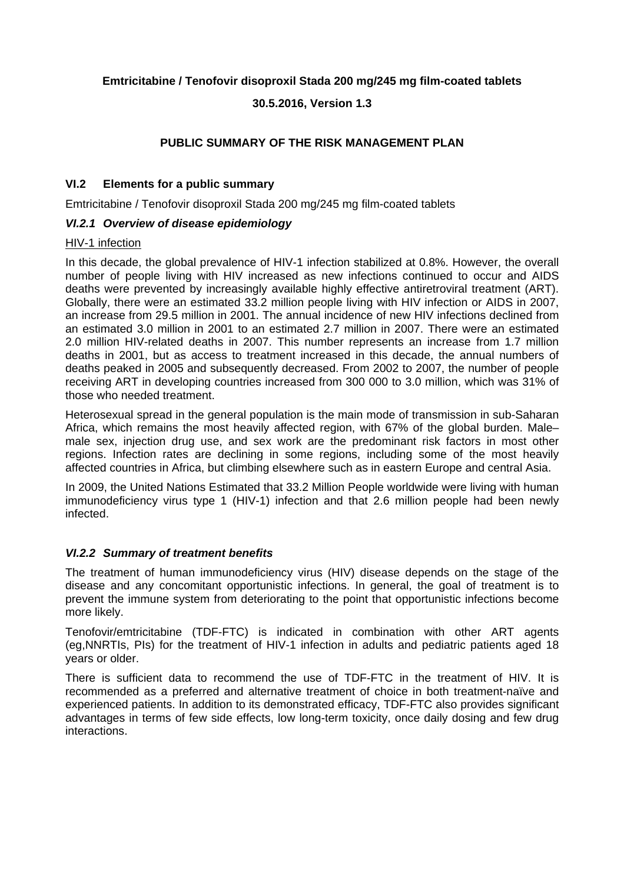**Emtricitabine / Tenofovir disoproxil Stada 200 mg/245 mg film-coated tablets**

**30.5.2016, Version 1.3**

# PUBLIC SUMMARY OF THE RISK MANAGEMENT PLAN

## VI.2 Elements for a public summary

Emtricitabine / Tenofovir disoproxil Stada 200 mg/245 mg film-coated tablets

### *VI.2.1 Overview of disease epidemiology*

HIV-1 infection

In this decade, the global prevalence of HIV-1 infection stabilized at 0.8%. However, the overall number of people living with HIV increased as new infections continued to occur and AIDS deaths were prevented by increasingly available highly effective antiretroviral treatment (ART). Globally, there were an estimated 33.2 million people living with HIV infection or AIDS in 2007, an increase from 29.5 million in 2001. The annual incidence of new HIV infections declined from an estimated 3.0 million in 2001 to an estimated 2.7 million in 2007. There were an estimated 2.0 million HIV-related deaths in 2007. This number represents an increase from 1.7 million deaths in 2001, but as access to treatment increased in this decade, the annual numbers of deaths peaked in 2005 and subsequently decreased. From 2002 to 2007, the number of people receiving ART in developing countries increased from 300 000 to 3.0 million, which was 31% of those who needed treatment.

Heterosexual spread in the general population is the main mode of transmission in sub-Saharan Africa, which remains the most heavily affected region, with 67% of the global burden. Male–male sex, injection drug use, and sex work are the predominant risk factors in most other regions. Infection rates are declining in some regions, including some of the most heavily affected countries in Africa, but climbing elsewhere such as in eastern Europe and central Asia.

In 2009, the United Nations Estimated that 33.2 Million People worldwide were living with human immunodeficiency virus type 1 (HIV-1) infection and that 2.6 million people had been newly infected.

### *VI.2.2 Summary of treatment benefits*

The treatment of human immunodeficiency virus (HIV) disease depends on the stage of the disease and any concomitant opportunistic infections. In general, the goal of treatment is to prevent the immune system from deteriorating to the point that opportunistic infections become more likely.

Tenofovir/emtricitabine (TDF-FTC) is indicated in combination with other ART agents (eg,NNRTIs, PIs) for the treatment of HIV-1 infection in adults and pediatric patients aged 18 years or older.

There is sufficient data to recommend the use of TDF-FTC in the treatment of HIV. It is recommended as a preferred and alternative treatment of choice in both treatment-naïve and experienced patients. In addition to its demonstrated efficacy, TDF-FTC also provides significant advantages in terms of few side effects, low long-term toxicity, once daily dosing and few drug interactions.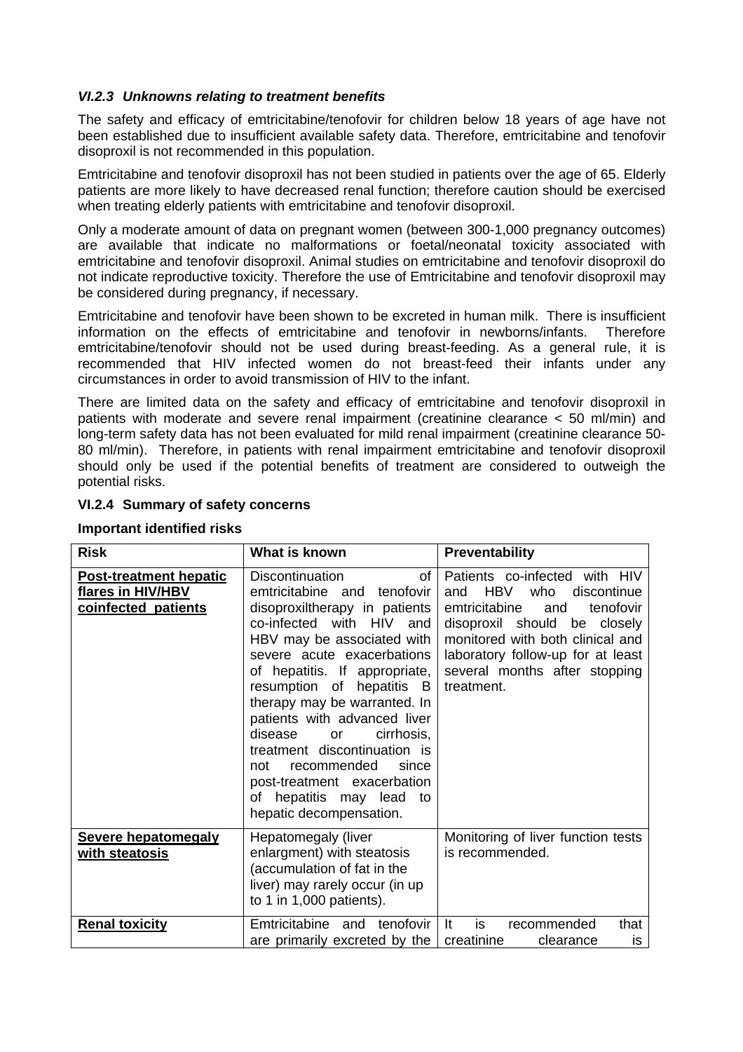### *VI.2.3 Unknowns relating to treatment benefits*

The safety and efficacy of emtricitabine/tenofovir for children below 18 years of age have not been established due to insufficient available safety data. Therefore, emtricitabine and tenofovir disoproxil is not recommended in this population.

Emtricitabine and tenofovir disoproxil has not been studied in patients over the age of 65. Elderly patients are more likely to have decreased renal function; therefore caution should be exercised when treating elderly patients with emtricitabine and tenofovir disoproxil.

Only a moderate amount of data on pregnant women (between 300-1,000 pregnancy outcomes) are available that indicate no malformations or foetal/neonatal toxicity associated with emtricitabine and tenofovir disoproxil. Animal studies on emtricitabine and tenofovir disoproxil do not indicate reproductive toxicity. Therefore the use of Emtricitabine and tenofovir disoproxil may be considered during pregnancy, if necessary.

Emtricitabine and tenofovir have been shown to be excreted in human milk. There is insufficient information on the effects of emtricitabine and tenofovir in newborns/infants. Therefore emtricitabine/tenofovir should not be used during breast-feeding. As a general rule, it is recommended that HIV infected women do not breast-feed their infants under any circumstances in order to avoid transmission of HIV to the infant.

There are limited data on the safety and efficacy of emtricitabine and tenofovir disoproxil in patients with moderate and severe renal impairment (creatinine clearance < 50 ml/min) and long-term safety data has not been evaluated for mild renal impairment (creatinine clearance 50-80 ml/min). Therefore, in patients with renal impairment emtricitabine and tenofovir disoproxil should only be used if the potential benefits of treatment are considered to outweigh the potential risks.

### VI.2.4 Summary of safety concerns

**Important identified risks**

| Risk | What is known | Preventability |
|---|---|---|
| **Post-treatment hepatic flares in HIV/HBV coinfected patients** | Discontinuation of emtricitabine and tenofovir disoproxiltherapy in patients co-infected with HIV and HBV may be associated with severe acute exacerbations of hepatitis. If appropriate, resumption of hepatitis B therapy may be warranted. In patients with advanced liver disease or cirrhosis, treatment discontinuation is not recommended since post-treatment exacerbation of hepatitis may lead to hepatic decompensation. | Patients co-infected with HIV and HBV who discontinue emtricitabine and tenofovir disoproxil should be closely monitored with both clinical and laboratory follow-up for at least several months after stopping treatment. |
| **Severe hepatomegaly with steatosis** | Hepatomegaly (liver enlargment) with steatosis (accumulation of fat in the liver) may rarely occur (in up to 1 in 1,000 patients). | Monitoring of liver function tests is recommended. |
| **Renal toxicity** | Emtricitabine and tenofovir are primarily excreted by the | It is recommended that creatinine clearance is |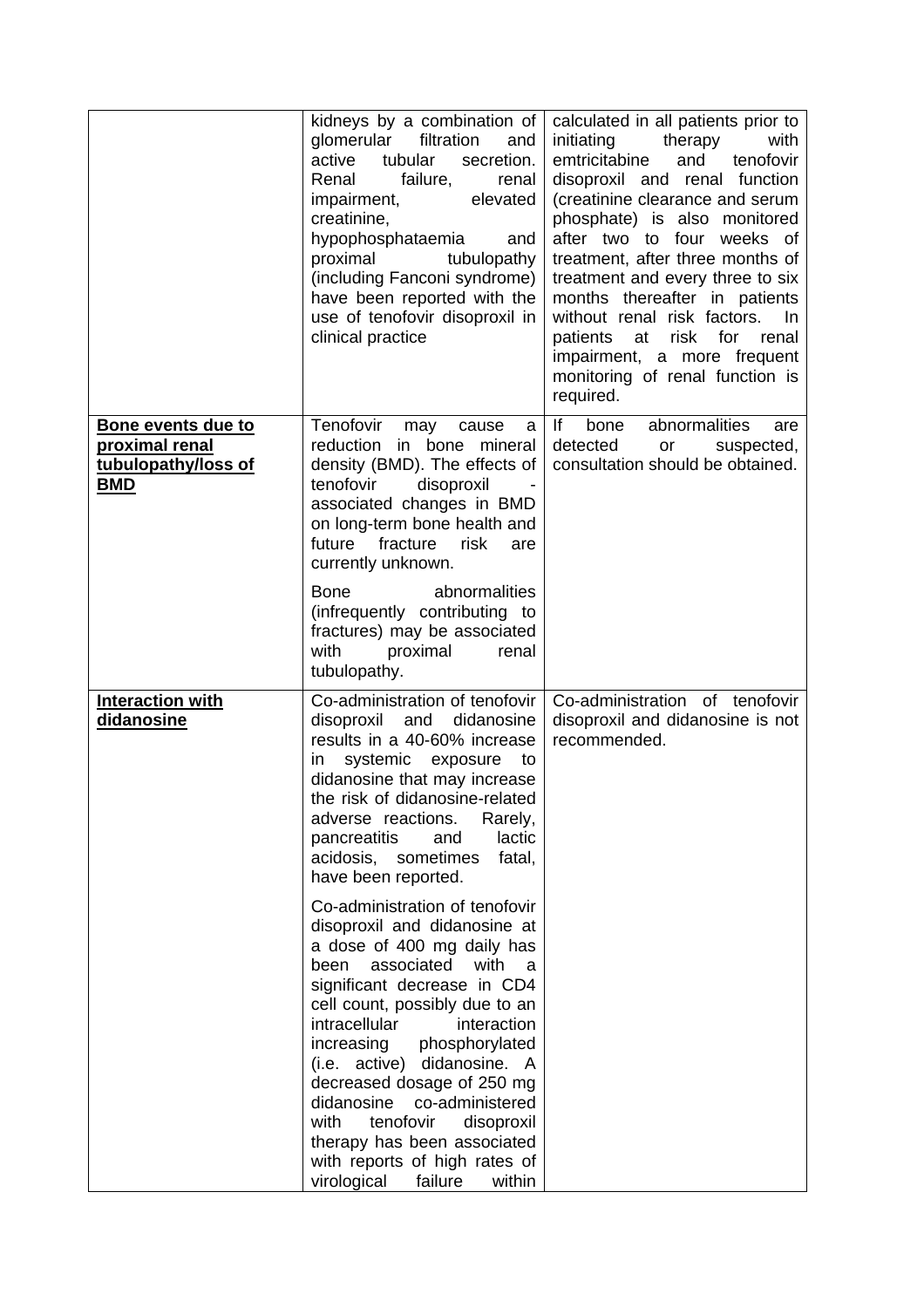| | | |
|---|---|---|
| | kidneys by a combination of glomerular filtration and active tubular secretion. Renal failure, renal impairment, elevated creatinine, hypophosphataemia and proximal tubulopathy (including Fanconi syndrome) have been reported with the use of tenofovir disoproxil in clinical practice | calculated in all patients prior to initiating therapy with emtricitabine and tenofovir disoproxil and renal function (creatinine clearance and serum phosphate) is also monitored after two to four weeks of treatment, after three months of treatment and every three to six months thereafter in patients without renal risk factors. In patients at risk for renal impairment, a more frequent monitoring of renal function is required. |
| **Bone events due to proximal renal tubulopathy/loss of BMD** | Tenofovir may cause a reduction in bone mineral density (BMD). The effects of tenofovir disoproxil - associated changes in BMD on long-term bone health and future fracture risk are currently unknown.<br><br>Bone abnormalities (infrequently contributing to fractures) may be associated with proximal renal tubulopathy. | If bone abnormalities are detected or suspected, consultation should be obtained. |
| **Interaction with didanosine** | Co-administration of tenofovir disoproxil and didanosine results in a 40-60% increase in systemic exposure to didanosine that may increase the risk of didanosine-related adverse reactions. Rarely, pancreatitis and lactic acidosis, sometimes fatal, have been reported.<br><br>Co-administration of tenofovir disoproxil and didanosine at a dose of 400 mg daily has been associated with a significant decrease in CD4 cell count, possibly due to an intracellular interaction increasing phosphorylated (i.e. active) didanosine. A decreased dosage of 250 mg didanosine co-administered with tenofovir disoproxil therapy has been associated with reports of high rates of virological failure within | Co-administration of tenofovir disoproxil and didanosine is not recommended. |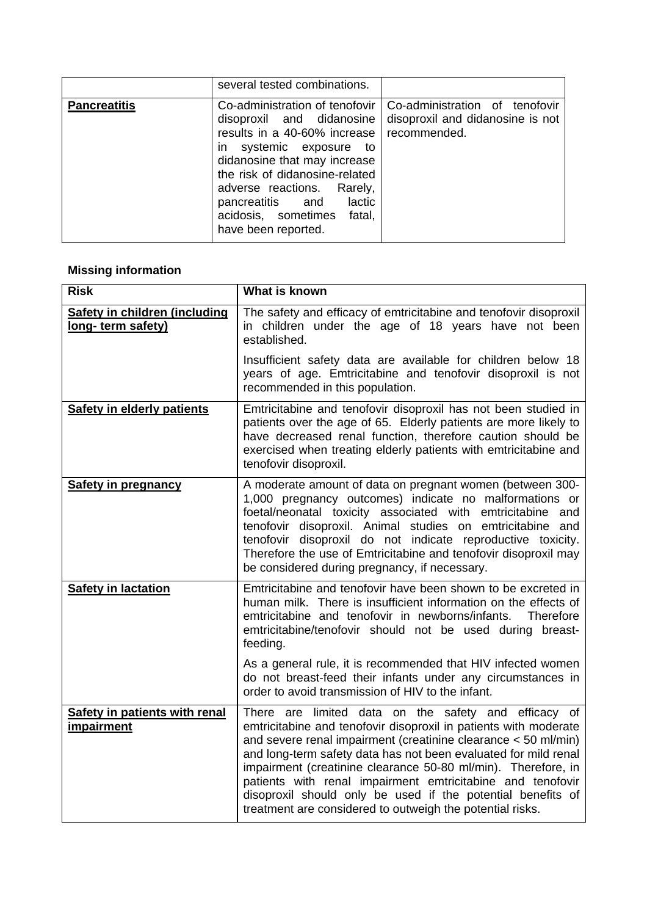| | | |
|---|---|---|
| | several tested combinations. | |
| **Pancreatitis** | Co-administration of tenofovir disoproxil and didanosine results in a 40-60% increase in systemic exposure to didanosine that may increase the risk of didanosine-related adverse reactions. Rarely, pancreatitis and lactic acidosis, sometimes fatal, have been reported. | Co-administration of tenofovir disoproxil and didanosine is not recommended. |

**Missing information**

| Risk | What is known |
|---|---|
| **Safety in children (including long- term safety)** | The safety and efficacy of emtricitabine and tenofovir disoproxil in children under the age of 18 years have not been established.<br><br>Insufficient safety data are available for children below 18 years of age. Emtricitabine and tenofovir disoproxil is not recommended in this population. |
| **Safety in elderly patients** | Emtricitabine and tenofovir disoproxil has not been studied in patients over the age of 65. Elderly patients are more likely to have decreased renal function, therefore caution should be exercised when treating elderly patients with emtricitabine and tenofovir disoproxil. |
| **Safety in pregnancy** | A moderate amount of data on pregnant women (between 300-1,000 pregnancy outcomes) indicate no malformations or foetal/neonatal toxicity associated with emtricitabine and tenofovir disoproxil. Animal studies on emtricitabine and tenofovir disoproxil do not indicate reproductive toxicity. Therefore the use of Emtricitabine and tenofovir disoproxil may be considered during pregnancy, if necessary. |
| **Safety in lactation** | Emtricitabine and tenofovir have been shown to be excreted in human milk. There is insufficient information on the effects of emtricitabine and tenofovir in newborns/infants. Therefore emtricitabine/tenofovir should not be used during breast-feeding.<br><br>As a general rule, it is recommended that HIV infected women do not breast-feed their infants under any circumstances in order to avoid transmission of HIV to the infant. |
| **Safety in patients with renal impairment** | There are limited data on the safety and efficacy of emtricitabine and tenofovir disoproxil in patients with moderate and severe renal impairment (creatinine clearance < 50 ml/min) and long-term safety data has not been evaluated for mild renal impairment (creatinine clearance 50-80 ml/min). Therefore, in patients with renal impairment emtricitabine and tenofovir disoproxil should only be used if the potential benefits of treatment are considered to outweigh the potential risks. |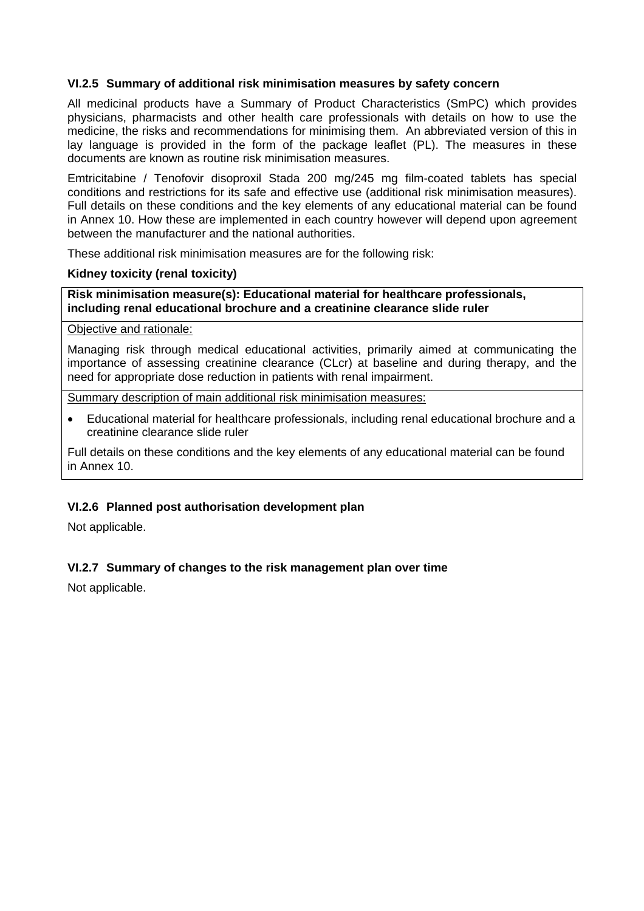### VI.2.5 Summary of additional risk minimisation measures by safety concern

All medicinal products have a Summary of Product Characteristics (SmPC) which provides physicians, pharmacists and other health care professionals with details on how to use the medicine, the risks and recommendations for minimising them. An abbreviated version of this in lay language is provided in the form of the package leaflet (PL). The measures in these documents are known as routine risk minimisation measures.

Emtricitabine / Tenofovir disoproxil Stada 200 mg/245 mg film-coated tablets has special conditions and restrictions for its safe and effective use (additional risk minimisation measures). Full details on these conditions and the key elements of any educational material can be found in Annex 10. How these are implemented in each country however will depend upon agreement between the manufacturer and the national authorities.

These additional risk minimisation measures are for the following risk:

**Kidney toxicity (renal toxicity)**

| **Risk minimisation measure(s): Educational material for healthcare professionals, including renal educational brochure and a creatinine clearance slide ruler** |
|---|
| Objective and rationale: |
| Managing risk through medical educational activities, primarily aimed at communicating the importance of assessing creatinine clearance (CLcr) at baseline and during therapy, and the need for appropriate dose reduction in patients with renal impairment. |
| Summary description of main additional risk minimisation measures: |
| • Educational material for healthcare professionals, including renal educational brochure and a creatinine clearance slide ruler <br><br> Full details on these conditions and the key elements of any educational material can be found in Annex 10. |

### VI.2.6 Planned post authorisation development plan

Not applicable.

### VI.2.7 Summary of changes to the risk management plan over time

Not applicable.